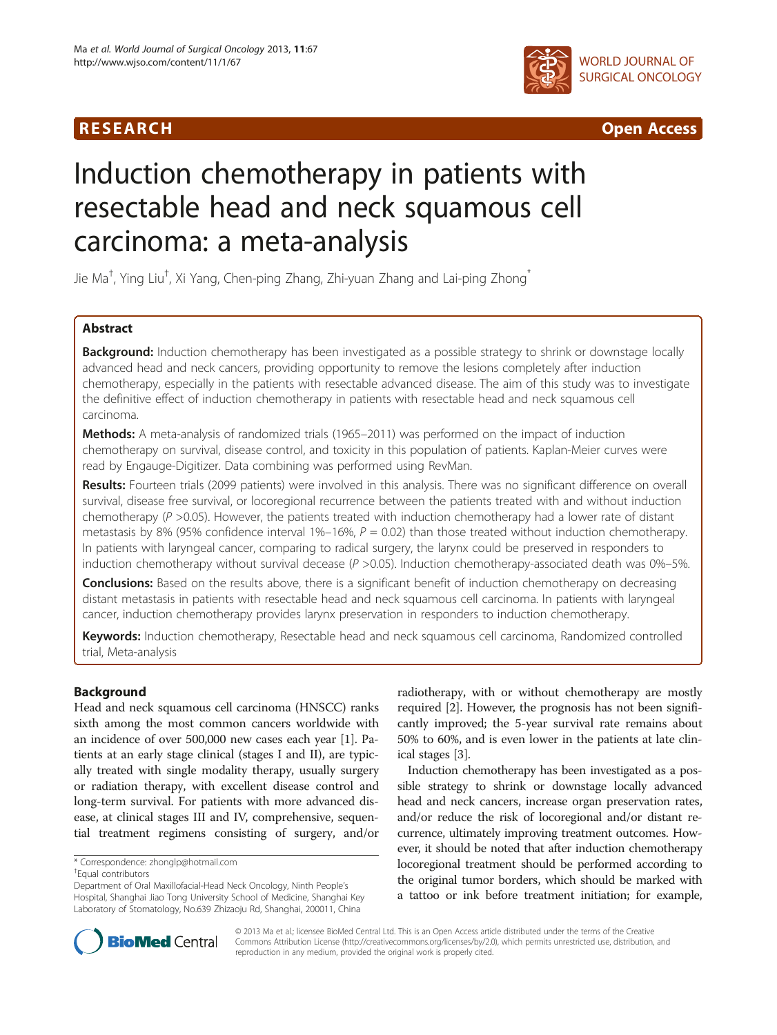**RESEARCH** **Open Access**

# Induction chemotherapy in patients with resectable head and neck squamous cell carcinoma: a meta-analysis

Jie Ma[†], Ying Liu[†], Xi Yang, Chen-ping Zhang, Zhi-yuan Zhang and Lai-ping Zhong[*]

## Abstract

**Background:** Induction chemotherapy has been investigated as a possible strategy to shrink or downstage locally advanced head and neck cancers, providing opportunity to remove the lesions completely after induction chemotherapy, especially in the patients with resectable advanced disease. The aim of this study was to investigate the definitive effect of induction chemotherapy in patients with resectable head and neck squamous cell carcinoma.

**Methods:** A meta-analysis of randomized trials (1965–2011) was performed on the impact of induction chemotherapy on survival, disease control, and toxicity in this population of patients. Kaplan-Meier curves were read by Engauge-Digitizer. Data combining was performed using RevMan.

**Results:** Fourteen trials (2099 patients) were involved in this analysis. There was no significant difference on overall survival, disease free survival, or locoregional recurrence between the patients treated with and without induction chemotherapy ($P$ >0.05). However, the patients treated with induction chemotherapy had a lower rate of distant metastasis by 8% (95% confidence interval 1%–16%, $P$ = 0.02) than those treated without induction chemotherapy. In patients with laryngeal cancer, comparing to radical surgery, the larynx could be preserved in responders to induction chemotherapy without survival decease ($P$ >0.05). Induction chemotherapy-associated death was 0%–5%.

**Conclusions:** Based on the results above, there is a significant benefit of induction chemotherapy on decreasing distant metastasis in patients with resectable head and neck squamous cell carcinoma. In patients with laryngeal cancer, induction chemotherapy provides larynx preservation in responders to induction chemotherapy.

**Keywords:** Induction chemotherapy, Resectable head and neck squamous cell carcinoma, Randomized controlled trial, Meta-analysis

## Background

Head and neck squamous cell carcinoma (HNSCC) ranks sixth among the most common cancers worldwide with an incidence of over 500,000 new cases each year [1]. Patients at an early stage clinical (stages I and II), are typically treated with single modality therapy, usually surgery or radiation therapy, with excellent disease control and long-term survival. For patients with more advanced disease, at clinical stages III and IV, comprehensive, sequential treatment regimens consisting of surgery, and/or radiotherapy, with or without chemotherapy are mostly required [2]. However, the prognosis has not been significantly improved; the 5-year survival rate remains about 50% to 60%, and is even lower in the patients at late clinical stages [3].

Induction chemotherapy has been investigated as a possible strategy to shrink or downstage locally advanced head and neck cancers, increase organ preservation rates, and/or reduce the risk of locoregional and/or distant recurrence, ultimately improving treatment outcomes. However, it should be noted that after induction chemotherapy locoregional treatment should be performed according to the original tumor borders, which should be marked with a tattoo or ink before treatment initiation; for example,

\* Correspondence: zhonglp@hotmail.com
†Equal contributors
Department of Oral Maxillofacial-Head Neck Oncology, Ninth People's Hospital, Shanghai Jiao Tong University School of Medicine, Shanghai Key Laboratory of Stomatology, No.639 Zhizaoju Rd, Shanghai, 200011, China

© 2013 Ma et al.; licensee BioMed Central Ltd. This is an Open Access article distributed under the terms of the Creative Commons Attribution License (http://creativecommons.org/licenses/by/2.0), which permits unrestricted use, distribution, and reproduction in any medium, provided the original work is properly cited.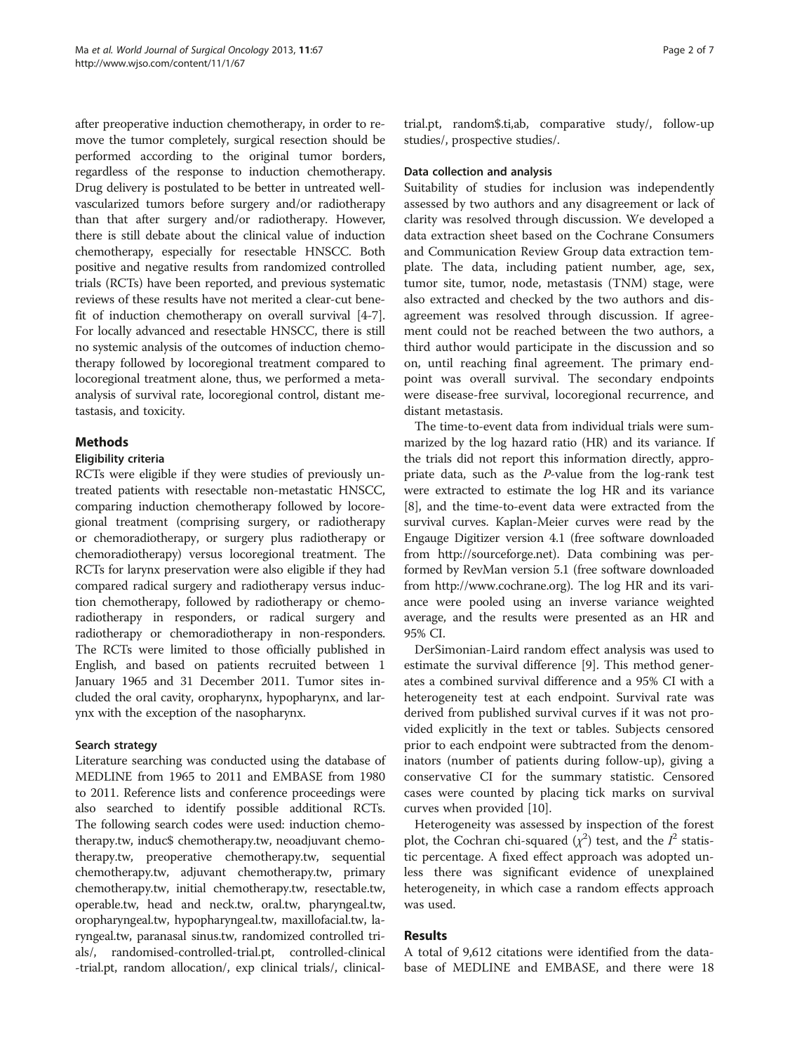after preoperative induction chemotherapy, in order to remove the tumor completely, surgical resection should be performed according to the original tumor borders, regardless of the response to induction chemotherapy. Drug delivery is postulated to be better in untreated well-vascularized tumors before surgery and/or radiotherapy than that after surgery and/or radiotherapy. However, there is still debate about the clinical value of induction chemotherapy, especially for resectable HNSCC. Both positive and negative results from randomized controlled trials (RCTs) have been reported, and previous systematic reviews of these results have not merited a clear-cut benefit of induction chemotherapy on overall survival [4-7]. For locally advanced and resectable HNSCC, there is still no systemic analysis of the outcomes of induction chemotherapy followed by locoregional treatment compared to locoregional treatment alone, thus, we performed a meta-analysis of survival rate, locoregional control, distant metastasis, and toxicity.

## Methods

### Eligibility criteria

RCTs were eligible if they were studies of previously untreated patients with resectable non-metastatic HNSCC, comparing induction chemotherapy followed by locoregional treatment (comprising surgery, or radiotherapy or chemoradiotherapy, or surgery plus radiotherapy or chemoradiotherapy) versus locoregional treatment. The RCTs for larynx preservation were also eligible if they had compared radical surgery and radiotherapy versus induction chemotherapy, followed by radiotherapy or chemoradiotherapy in responders, or radical surgery and radiotherapy or chemoradiotherapy in non-responders. The RCTs were limited to those officially published in English, and based on patients recruited between 1 January 1965 and 31 December 2011. Tumor sites included the oral cavity, oropharynx, hypopharynx, and larynx with the exception of the nasopharynx.

### Search strategy

Literature searching was conducted using the database of MEDLINE from 1965 to 2011 and EMBASE from 1980 to 2011. Reference lists and conference proceedings were also searched to identify possible additional RCTs. The following search codes were used: induction chemotherapy.tw, induc$ chemotherapy.tw, neoadjuvant chemotherapy.tw, preoperative chemotherapy.tw, sequential chemotherapy.tw, adjuvant chemotherapy.tw, primary chemotherapy.tw, initial chemotherapy.tw, resectable.tw, operable.tw, head and neck.tw, oral.tw, pharyngeal.tw, oropharyngeal.tw, hypopharyngeal.tw, maxillofacial.tw, laryngeal.tw, paranasal sinus.tw, randomized controlled trials/, randomised-controlled-trial.pt, controlled-clinical-trial.pt, random allocation/, exp clinical trials/, clinical-trial.pt, random$.ti,ab, comparative study/, follow-up studies/, prospective studies/.

### Data collection and analysis

Suitability of studies for inclusion was independently assessed by two authors and any disagreement or lack of clarity was resolved through discussion. We developed a data extraction sheet based on the Cochrane Consumers and Communication Review Group data extraction template. The data, including patient number, age, sex, tumor site, tumor, node, metastasis (TNM) stage, were also extracted and checked by the two authors and disagreement was resolved through discussion. If agreement could not be reached between the two authors, a third author would participate in the discussion and so on, until reaching final agreement. The primary endpoint was overall survival. The secondary endpoints were disease-free survival, locoregional recurrence, and distant metastasis.

The time-to-event data from individual trials were summarized by the log hazard ratio (HR) and its variance. If the trials did not report this information directly, appropriate data, such as the *P*-value from the log-rank test were extracted to estimate the log HR and its variance [8], and the time-to-event data were extracted from the survival curves. Kaplan-Meier curves were read by the Engauge Digitizer version 4.1 (free software downloaded from http://sourceforge.net). Data combining was performed by RevMan version 5.1 (free software downloaded from http://www.cochrane.org). The log HR and its variance were pooled using an inverse variance weighted average, and the results were presented as an HR and 95% CI.

DerSimonian-Laird random effect analysis was used to estimate the survival difference [9]. This method generates a combined survival difference and a 95% CI with a heterogeneity test at each endpoint. Survival rate was derived from published survival curves if it was not provided explicitly in the text or tables. Subjects censored prior to each endpoint were subtracted from the denominators (number of patients during follow-up), giving a conservative CI for the summary statistic. Censored cases were counted by placing tick marks on survival curves when provided [10].

Heterogeneity was assessed by inspection of the forest plot, the Cochran chi-squared ($\chi^2$) test, and the $I^2$ statistic percentage. A fixed effect approach was adopted unless there was significant evidence of unexplained heterogeneity, in which case a random effects approach was used.

## Results

A total of 9,612 citations were identified from the database of MEDLINE and EMBASE, and there were 18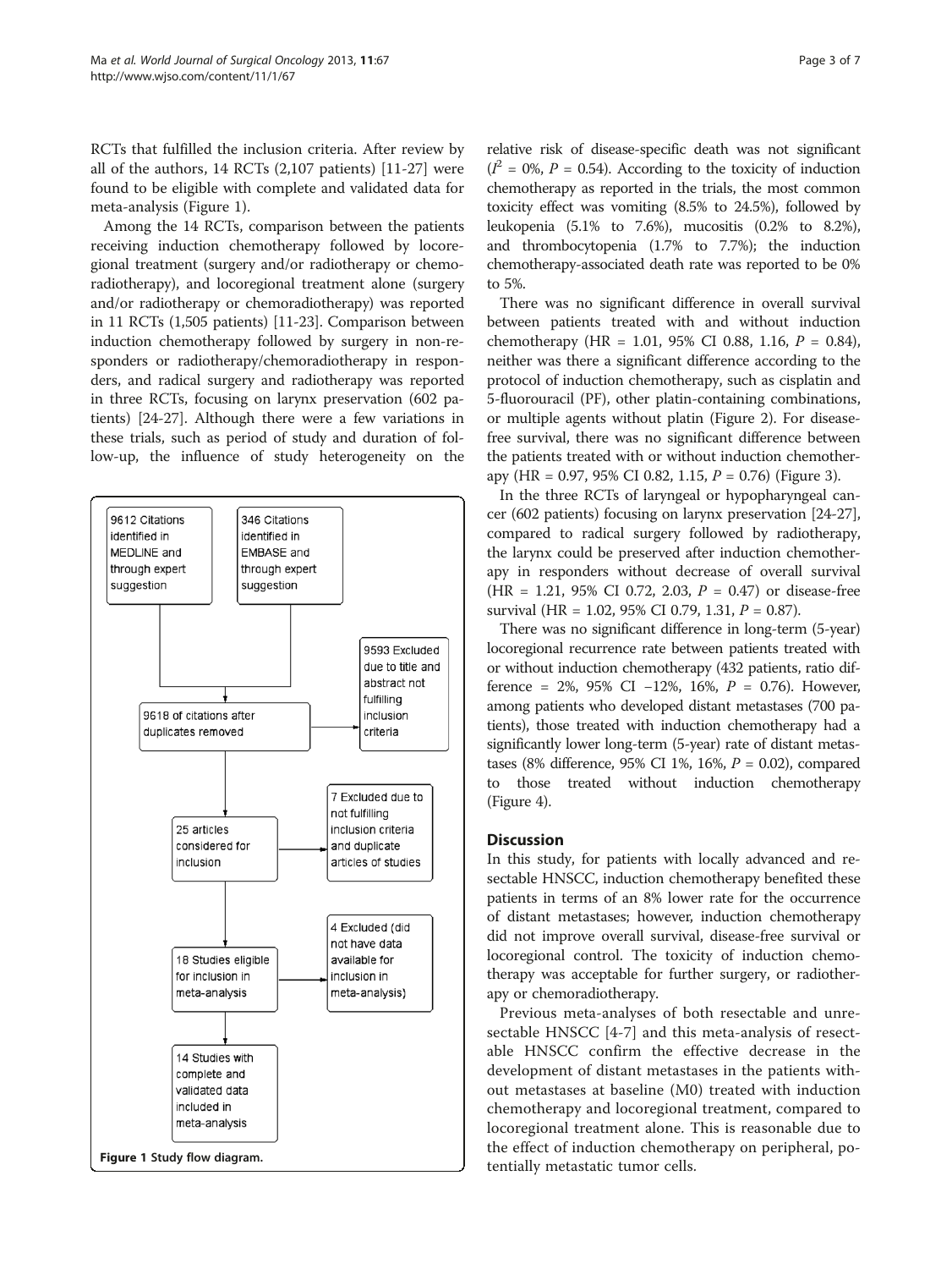RCTs that fulfilled the inclusion criteria. After review by all of the authors, 14 RCTs (2,107 patients) [11-27] were found to be eligible with complete and validated data for meta-analysis (Figure 1).

Among the 14 RCTs, comparison between the patients receiving induction chemotherapy followed by locoregional treatment (surgery and/or radiotherapy or chemoradiotherapy), and locoregional treatment alone (surgery and/or radiotherapy or chemoradiotherapy) was reported in 11 RCTs (1,505 patients) [11-23]. Comparison between induction chemotherapy followed by surgery in non-responders or radiotherapy/chemoradiotherapy in responders, and radical surgery and radiotherapy was reported in three RCTs, focusing on larynx preservation (602 patients) [24-27]. Although there were a few variations in these trials, such as period of study and duration of follow-up, the influence of study heterogeneity on the relative risk of disease-specific death was not significant ($I^2$ = 0%, $P$ = 0.54). According to the toxicity of induction chemotherapy as reported in the trials, the most common toxicity effect was vomiting (8.5% to 24.5%), followed by leukopenia (5.1% to 7.6%), mucositis (0.2% to 8.2%), and thrombocytopenia (1.7% to 7.7%); the induction chemotherapy-associated death rate was reported to be 0% to 5%.

9612 Citations identified in MEDLINE and through expert suggestion

346 Citations identified in EMBASE and through expert suggestion

9618 of citations after duplicates removed

9593 Excluded due to title and abstract not fulfilling inclusion criteria

25 articles considered for inclusion

7 Excluded due to not fulfilling inclusion criteria and duplicate articles of studies

18 Studies eligible for inclusion in meta-analysis

4 Excluded (did not have data available for inclusion in meta-analysis)

14 Studies with complete and validated data included in meta-analysis

**Figure 1** Study flow diagram.

There was no significant difference in overall survival between patients treated with and without induction chemotherapy (HR = 1.01, 95% CI 0.88, 1.16, $P$ = 0.84), neither was there a significant difference according to the protocol of induction chemotherapy, such as cisplatin and 5-fluorouracil (PF), other platin-containing combinations, or multiple agents without platin (Figure 2). For disease-free survival, there was no significant difference between the patients treated with or without induction chemotherapy (HR = 0.97, 95% CI 0.82, 1.15, $P$ = 0.76) (Figure 3).

In the three RCTs of laryngeal or hypopharyngeal cancer (602 patients) focusing on larynx preservation [24-27], compared to radical surgery followed by radiotherapy, the larynx could be preserved after induction chemotherapy in responders without decrease of overall survival (HR = 1.21, 95% CI 0.72, 2.03, $P$ = 0.47) or disease-free survival (HR = 1.02, 95% CI 0.79, 1.31, $P$ = 0.87).

There was no significant difference in long-term (5-year) locoregional recurrence rate between patients treated with or without induction chemotherapy (432 patients, ratio difference = 2%, 95% CI −12%, 16%, $P$ = 0.76). However, among patients who developed distant metastases (700 patients), those treated with induction chemotherapy had a significantly lower long-term (5-year) rate of distant metastases (8% difference, 95% CI 1%, 16%, $P$ = 0.02), compared to those treated without induction chemotherapy (Figure 4).

## Discussion

In this study, for patients with locally advanced and resectable HNSCC, induction chemotherapy benefited these patients in terms of an 8% lower rate for the occurrence of distant metastases; however, induction chemotherapy did not improve overall survival, disease-free survival or locoregional control. The toxicity of induction chemotherapy was acceptable for further surgery, or radiotherapy or chemoradiotherapy.

Previous meta-analyses of both resectable and unresectable HNSCC [4-7] and this meta-analysis of resectable HNSCC confirm the effective decrease in the development of distant metastases in the patients without metastases at baseline (M0) treated with induction chemotherapy and locoregional treatment, compared to locoregional treatment alone. This is reasonable due to the effect of induction chemotherapy on peripheral, potentially metastatic tumor cells.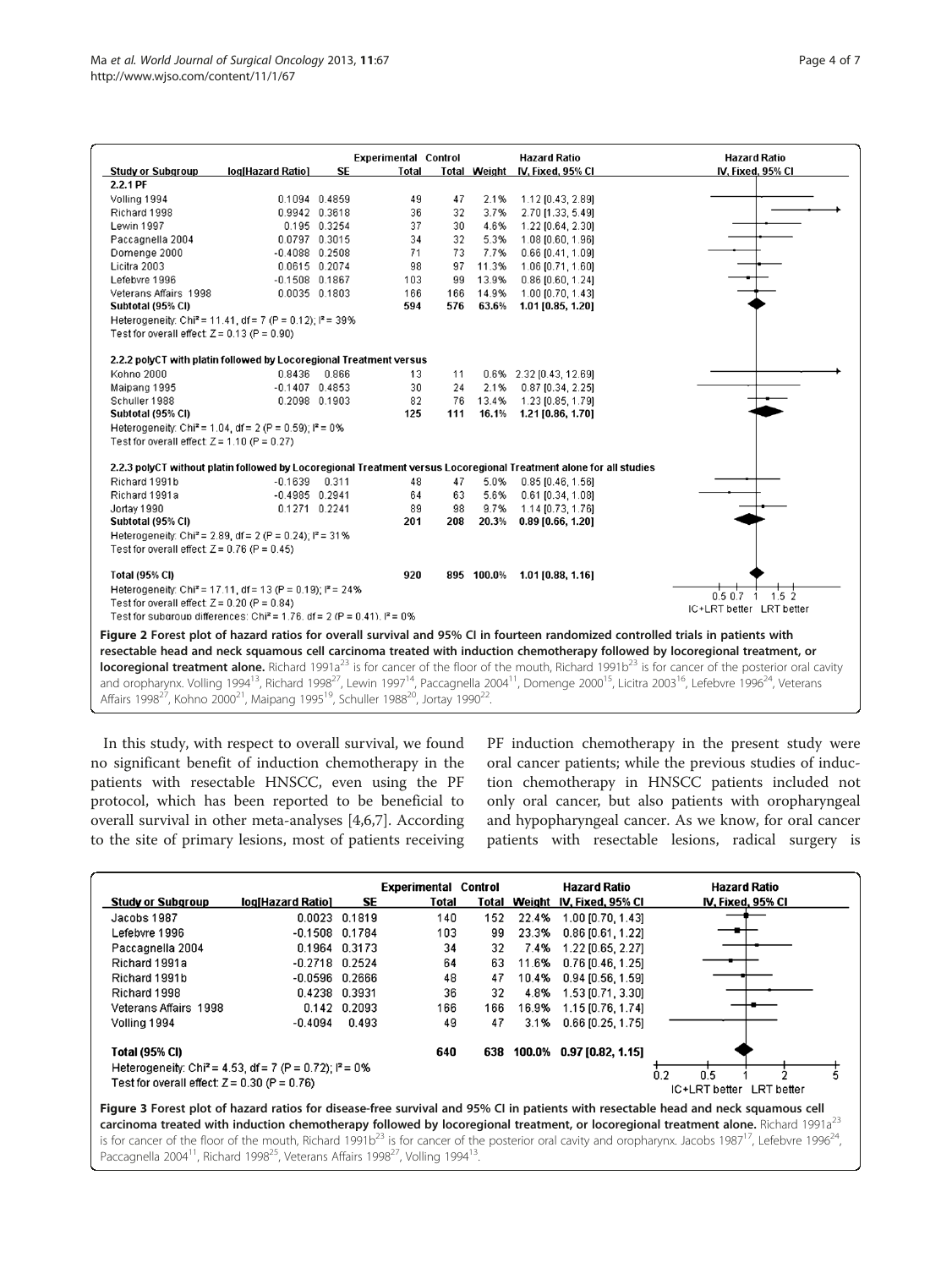| Study or Subgroup | log[Hazard Ratio] | SE | Experimental Total | Control Total | Weight | Hazard Ratio IV, Fixed, 95% CI |
|---|---|---|---|---|---|---|
| **2.2.1 PF** | | | | | | |
| Volling 1994 | 0.1094 | 0.4859 | 49 | 47 | 2.1% | 1.12 [0.43, 2.89] |
| Richard 1998 | 0.9942 | 0.3618 | 36 | 32 | 3.7% | 2.70 [1.33, 5.49] |
| Lewin 1997 | 0.195 | 0.3254 | 37 | 30 | 4.6% | 1.22 [0.64, 2.30] |
| Paccagnella 2004 | 0.0797 | 0.3015 | 34 | 32 | 5.3% | 1.08 [0.60, 1.96] |
| Domenge 2000 | -0.4088 | 0.2508 | 71 | 73 | 7.7% | 0.66 [0.41, 1.09] |
| Licitra 2003 | 0.0615 | 0.2074 | 98 | 97 | 11.3% | 1.06 [0.71, 1.60] |
| Lefebvre 1996 | -0.1508 | 0.1867 | 103 | 99 | 13.9% | 0.86 [0.60, 1.24] |
| Veterans Affairs 1998 | 0.0035 | 0.1803 | 166 | 166 | 14.9% | 1.00 [0.70, 1.43] |
| **Subtotal (95% CI)** | | | **594** | **576** | **63.6%** | **1.01 [0.85, 1.20]** |
| Heterogeneity: $Chi^2 = 11.41$, df = 7 (P = 0.12); $I^2 = 39\%$ | | | | | | |
| Test for overall effect: Z = 0.13 (P = 0.90) | | | | | | |
| **2.2.2 polyCT with platin followed by Locoregional Treatment versus** | | | | | | |
| Kohno 2000 | 0.8436 | 0.866 | 13 | 11 | 0.6% | 2.32 [0.43, 12.69] |
| Maipang 1995 | -0.1407 | 0.4853 | 30 | 24 | 2.1% | 0.87 [0.34, 2.25] |
| Schuller 1988 | 0.2098 | 0.1903 | 82 | 76 | 13.4% | 1.23 [0.85, 1.79] |
| **Subtotal (95% CI)** | | | **125** | **111** | **16.1%** | **1.21 [0.86, 1.70]** |
| Heterogeneity: $Chi^2 = 1.04$, df = 2 (P = 0.59); $I^2 = 0\%$ | | | | | | |
| Test for overall effect: Z = 1.10 (P = 0.27) | | | | | | |
| **2.2.3 polyCT without platin followed by Locoregional Treatment versus Locoregional Treatment alone for all studies** | | | | | | |
| Richard 1991b | -0.1639 | 0.311 | 48 | 47 | 5.0% | 0.85 [0.46, 1.56] |
| Richard 1991a | -0.4985 | 0.2941 | 64 | 63 | 5.6% | 0.61 [0.34, 1.08] |
| Jortay 1990 | 0.1271 | 0.2241 | 89 | 98 | 9.7% | 1.14 [0.73, 1.76] |
| **Subtotal (95% CI)** | | | **201** | **208** | **20.3%** | **0.89 [0.66, 1.20]** |
| Heterogeneity: $Chi^2 = 2.89$, df = 2 (P = 0.24); $I^2 = 31\%$ | | | | | | |
| Test for overall effect: Z = 0.76 (P = 0.45) | | | | | | |
| **Total (95% CI)** | | | **920** | **895** | **100.0%** | **1.01 [0.88, 1.16]** |
| Heterogeneity: $Chi^2 = 17.11$, df = 13 (P = 0.19); $I^2 = 24\%$ | | | | | | |
| Test for overall effect: Z = 0.20 (P = 0.84) | | | | | | |
| Test for subgroup differences: $Chi^2 = 1.76$, df = 2 (P = 0.41), $I^2 = 0\%$ | | | | | | |

**Figure 2 Forest plot of hazard ratios for overall survival and 95% CI in fourteen randomized controlled trials in patients with resectable head and neck squamous cell carcinoma treated with induction chemotherapy followed by locoregional treatment, or locoregional treatment alone.** Richard 1991a[23] is for cancer of the floor of the mouth, Richard 1991b[23] is for cancer of the posterior oral cavity and oropharynx. Volling 1994[13], Richard 1998[27], Lewin 1997[14], Paccagnella 2004[11], Domenge 2000[15], Licitra 2003[16], Lefebvre 1996[24], Veterans Affairs 1998[27], Kohno 2000[21], Maipang 1995[19], Schuller 1988[20], Jortay 1990[22].

In this study, with respect to overall survival, we found no significant benefit of induction chemotherapy in the patients with resectable HNSCC, even using the PF protocol, which has been reported to be beneficial to overall survival in other meta-analyses [4,6,7]. According to the site of primary lesions, most of patients receiving PF induction chemotherapy in the present study were oral cancer patients; while the previous studies of induction chemotherapy in HNSCC patients included not only oral cancer, but also patients with oropharyngeal and hypopharyngeal cancer. As we know, for oral cancer patients with resectable lesions, radical surgery is

| Study or Subgroup | log[Hazard Ratio] | SE | Experimental Total | Control Total | Weight | Hazard Ratio IV, Fixed, 95% CI |
|---|---|---|---|---|---|---|
| Jacobs 1987 | 0.0023 | 0.1819 | 140 | 152 | 22.4% | 1.00 [0.70, 1.43] |
| Lefebvre 1996 | -0.1508 | 0.1784 | 103 | 99 | 23.3% | 0.86 [0.61, 1.22] |
| Paccagnella 2004 | 0.1964 | 0.3173 | 34 | 32 | 7.4% | 1.22 [0.65, 2.27] |
| Richard 1991a | -0.2718 | 0.2524 | 64 | 63 | 11.6% | 0.76 [0.46, 1.25] |
| Richard 1991b | -0.0596 | 0.2666 | 48 | 47 | 10.4% | 0.94 [0.56, 1.59] |
| Richard 1998 | 0.4238 | 0.3931 | 36 | 32 | 4.8% | 1.53 [0.71, 3.30] |
| Veterans Affairs 1998 | 0.142 | 0.2093 | 166 | 166 | 16.9% | 1.15 [0.76, 1.74] |
| Volling 1994 | -0.4094 | 0.493 | 49 | 47 | 3.1% | 0.66 [0.25, 1.75] |
| **Total (95% CI)** | | | **640** | **638** | **100.0%** | **0.97 [0.82, 1.15]** |
| Heterogeneity: $Chi^2 = 4.53$, df = 7 (P = 0.72); $I^2 = 0\%$ | | | | | | |
| Test for overall effect: Z = 0.30 (P = 0.76) | | | | | | |

**Figure 3 Forest plot of hazard ratios for disease-free survival and 95% CI in patients with resectable head and neck squamous cell carcinoma treated with induction chemotherapy followed by locoregional treatment, or locoregional treatment alone.** Richard 1991a[23] is for cancer of the floor of the mouth, Richard 1991b[23] is for cancer of the posterior oral cavity and oropharynx. Jacobs 1987[17], Lefebvre 1996[24], Paccagnella 2004[11], Richard 1998[25], Veterans Affairs 1998[27], Volling 1994[13].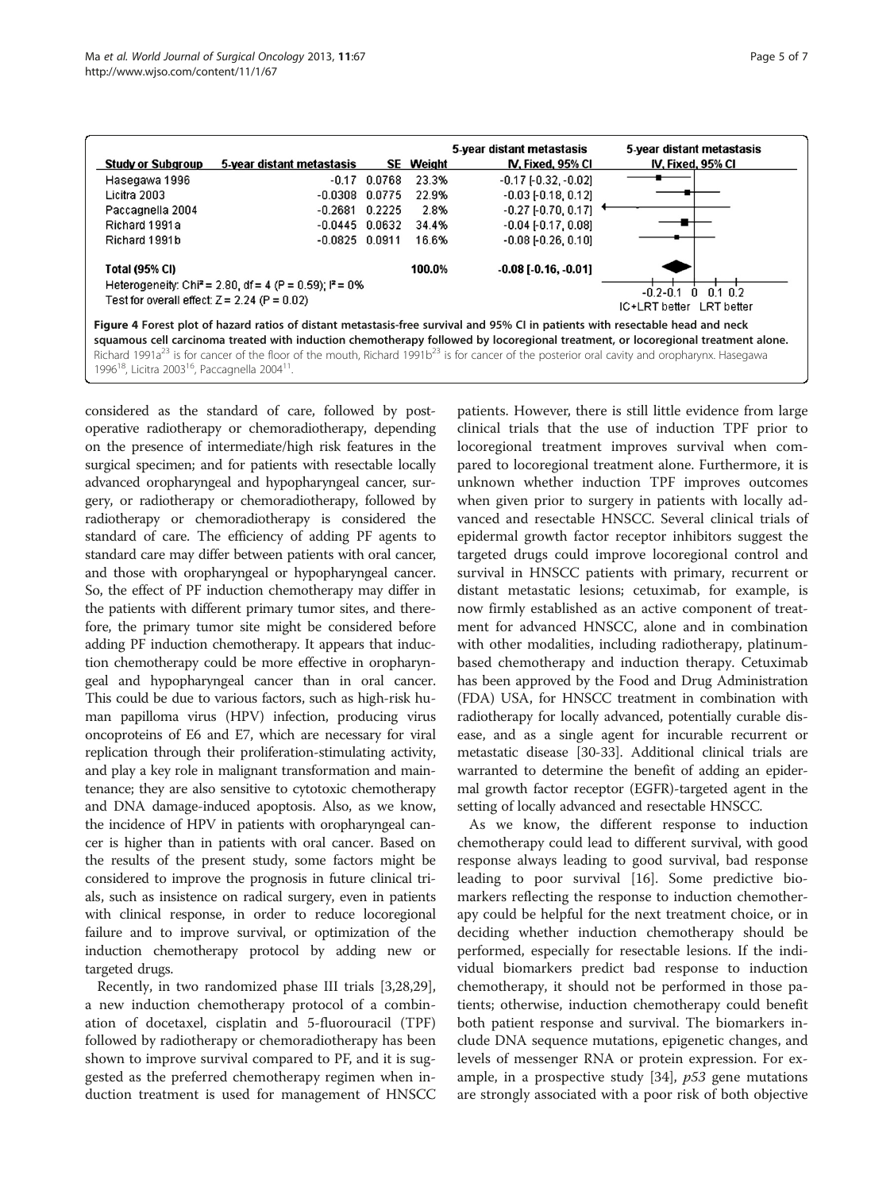Study or Subgroup | 5-year distant metastasis | SE | Weight | 5-year distant metastasis IV, Fixed, 95% CI | 5-year distant metastasis IV, Fixed, 95% CI

Hasegawa 1996 -0.17 0.0768 23.3% -0.17 [-0.32, -0.02]

Licitra 2003 -0.0308 0.0775 22.9% -0.03 [-0.18, 0.12]

Paccagnella 2004 -0.2681 0.2225 2.8% -0.27 [-0.70, 0.17]

Richard 1991a -0.0445 0.0632 34.4% -0.04 [-0.17, 0.08]

Richard 1991b -0.0825 0.0911 16.6% -0.08 [-0.26, 0.10]

Total (95% CI) 100.0% -0.08 [-0.16, -0.01]

Heterogeneity: Chi² = 2.80, df = 4 (P = 0.59); I² = 0%

Test for overall effect: Z = 2.24 (P = 0.02)

-0.2 -0.1 0 0.1 0.2

IC+LRT better LRT better

**Figure 4** Forest plot of hazard ratios of distant metastasis-free survival and 95% CI in patients with resectable head and neck squamous cell carcinoma treated with induction chemotherapy followed by locoregional treatment, or locoregional treatment alone. Richard 1991a[23] is for cancer of the floor of the mouth, Richard 1991b[23] is for cancer of the posterior oral cavity and oropharynx. Hasegawa 1996[18], Licitra 2003[16], Paccagnella 2004[11].

considered as the standard of care, followed by postoperative radiotherapy or chemoradiotherapy, depending on the presence of intermediate/high risk features in the surgical specimen; and for patients with resectable locally advanced oropharyngeal and hypopharyngeal cancer, surgery, or radiotherapy or chemoradiotherapy, followed by radiotherapy or chemoradiotherapy is considered the standard of care. The efficiency of adding PF agents to standard care may differ between patients with oral cancer, and those with oropharyngeal or hypopharyngeal cancer. So, the effect of PF induction chemotherapy may differ in the patients with different primary tumor sites, and therefore, the primary tumor site might be considered before adding PF induction chemotherapy. It appears that induction chemotherapy could be more effective in oropharyngeal and hypopharyngeal cancer than in oral cancer. This could be due to various factors, such as high-risk human papilloma virus (HPV) infection, producing virus oncoproteins of E6 and E7, which are necessary for viral replication through their proliferation-stimulating activity, and play a key role in malignant transformation and maintenance; they are also sensitive to cytotoxic chemotherapy and DNA damage-induced apoptosis. Also, as we know, the incidence of HPV in patients with oropharyngeal cancer is higher than in patients with oral cancer. Based on the results of the present study, some factors might be considered to improve the prognosis in future clinical trials, such as insistence on radical surgery, even in patients with clinical response, in order to reduce locoregional failure and to improve survival, or optimization of the induction chemotherapy protocol by adding new or targeted drugs.

Recently, in two randomized phase III trials [3,28,29], a new induction chemotherapy protocol of a combination of docetaxel, cisplatin and 5-fluorouracil (TPF) followed by radiotherapy or chemoradiotherapy has been shown to improve survival compared to PF, and it is suggested as the preferred chemotherapy regimen when induction treatment is used for management of HNSCC patients. However, there is still little evidence from large clinical trials that the use of induction TPF prior to locoregional treatment improves survival when compared to locoregional treatment alone. Furthermore, it is unknown whether induction TPF improves outcomes when given prior to surgery in patients with locally advanced and resectable HNSCC. Several clinical trials of epidermal growth factor receptor inhibitors suggest the targeted drugs could improve locoregional control and survival in HNSCC patients with primary, recurrent or distant metastatic lesions; cetuximab, for example, is now firmly established as an active component of treatment for advanced HNSCC, alone and in combination with other modalities, including radiotherapy, platinum-based chemotherapy and induction therapy. Cetuximab has been approved by the Food and Drug Administration (FDA) USA, for HNSCC treatment in combination with radiotherapy for locally advanced, potentially curable disease, and as a single agent for incurable recurrent or metastatic disease [30-33]. Additional clinical trials are warranted to determine the benefit of adding an epidermal growth factor receptor (EGFR)-targeted agent in the setting of locally advanced and resectable HNSCC.

As we know, the different response to induction chemotherapy could lead to different survival, with good response always leading to good survival, bad response leading to poor survival [16]. Some predictive biomarkers reflecting the response to induction chemotherapy could be helpful for the next treatment choice, or in deciding whether induction chemotherapy should be performed, especially for resectable lesions. If the individual biomarkers predict bad response to induction chemotherapy, it should not be performed in those patients; otherwise, induction chemotherapy could benefit both patient response and survival. The biomarkers include DNA sequence mutations, epigenetic changes, and levels of messenger RNA or protein expression. For example, in a prospective study [34], *p53* gene mutations are strongly associated with a poor risk of both objective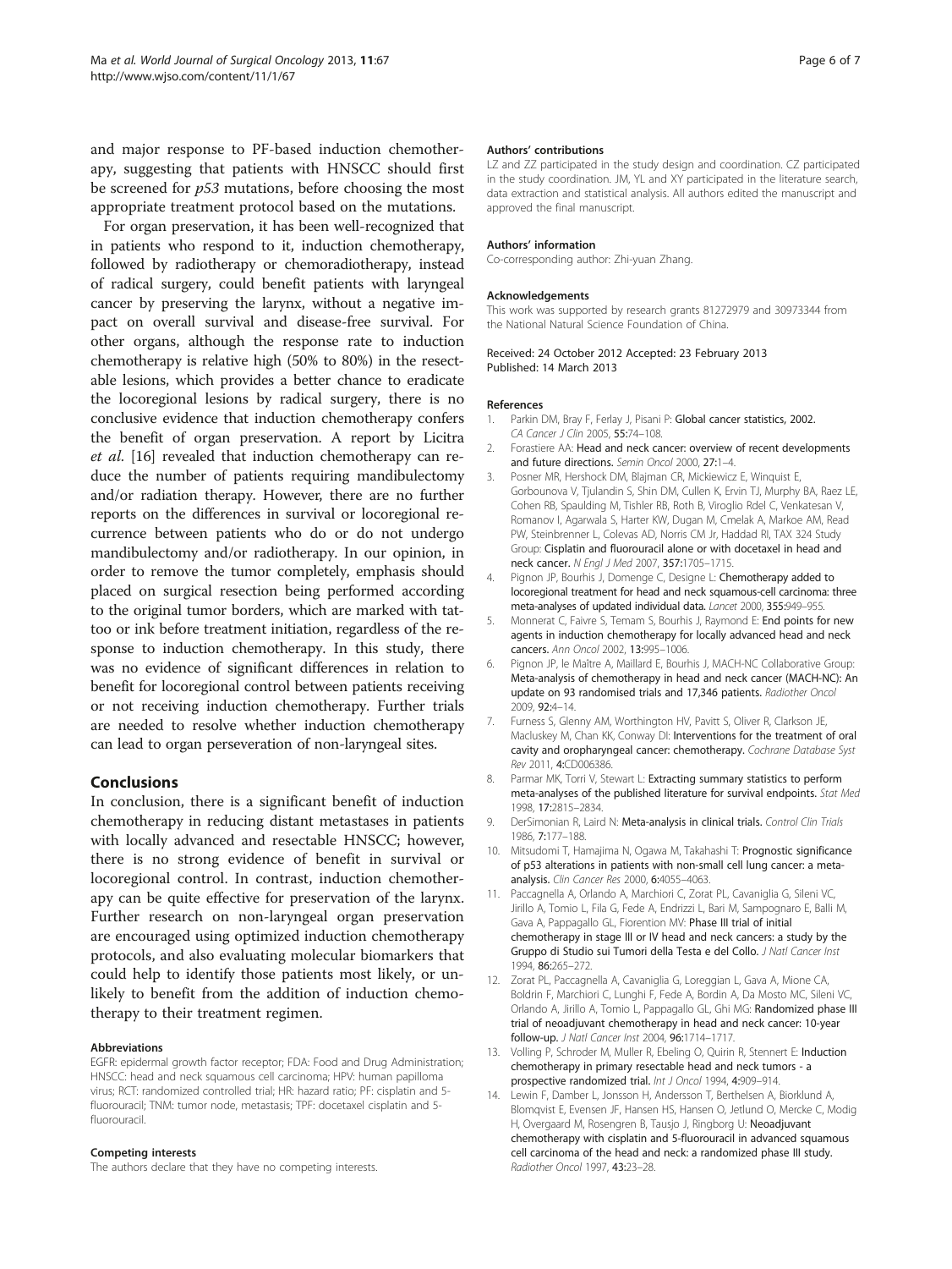and major response to PF-based induction chemotherapy, suggesting that patients with HNSCC should first be screened for *p53* mutations, before choosing the most appropriate treatment protocol based on the mutations.

For organ preservation, it has been well-recognized that in patients who respond to it, induction chemotherapy, followed by radiotherapy or chemoradiotherapy, instead of radical surgery, could benefit patients with laryngeal cancer by preserving the larynx, without a negative impact on overall survival and disease-free survival. For other organs, although the response rate to induction chemotherapy is relative high (50% to 80%) in the resectable lesions, which provides a better chance to eradicate the locoregional lesions by radical surgery, there is no conclusive evidence that induction chemotherapy confers the benefit of organ preservation. A report by Licitra *et al.* [16] revealed that induction chemotherapy can reduce the number of patients requiring mandibulectomy and/or radiation therapy. However, there are no further reports on the differences in survival or locoregional recurrence between patients who do or do not undergo mandibulectomy and/or radiotherapy. In our opinion, in order to remove the tumor completely, emphasis should placed on surgical resection being performed according to the original tumor borders, which are marked with tattoo or ink before treatment initiation, regardless of the response to induction chemotherapy. In this study, there was no evidence of significant differences in relation to benefit for locoregional control between patients receiving or not receiving induction chemotherapy. Further trials are needed to resolve whether induction chemotherapy can lead to organ perseveration of non-laryngeal sites.

## Conclusions

In conclusion, there is a significant benefit of induction chemotherapy in reducing distant metastases in patients with locally advanced and resectable HNSCC; however, there is no strong evidence of benefit in survival or locoregional control. In contrast, induction chemotherapy can be quite effective for preservation of the larynx. Further research on non-laryngeal organ preservation are encouraged using optimized induction chemotherapy protocols, and also evaluating molecular biomarkers that could help to identify those patients most likely, or unlikely to benefit from the addition of induction chemotherapy to their treatment regimen.

#### Abbreviations

EGFR: epidermal growth factor receptor; FDA: Food and Drug Administration; HNSCC: head and neck squamous cell carcinoma; HPV: human papilloma virus; RCT: randomized controlled trial; HR: hazard ratio; PF: cisplatin and 5-fluorouracil; TNM: tumor node, metastasis; TPF: docetaxel cisplatin and 5-fluorouracil.

#### Competing interests

The authors declare that they have no competing interests.

#### Authors' contributions

LZ and ZZ participated in the study design and coordination. CZ participated in the study coordination. JM, YL and XY participated in the literature search, data extraction and statistical analysis. All authors edited the manuscript and approved the final manuscript.

#### Authors' information

Co-corresponding author: Zhi-yuan Zhang.

#### Acknowledgements

This work was supported by research grants 81272979 and 30973344 from the National Natural Science Foundation of China.

Received: 24 October 2012 Accepted: 23 February 2013
Published: 14 March 2013

#### References

1. Parkin DM, Bray F, Ferlay J, Pisani P: **Global cancer statistics, 2002.** *CA Cancer J Clin* 2005, **55:**74–108.
2. Forastiere AA: **Head and neck cancer: overview of recent developments and future directions.** *Semin Oncol* 2000, **27:**1–4.
3. Posner MR, Hershock DM, Blajman CR, Mickiewicz E, Winquist E, Gorbounova V, Tjulandin S, Shin DM, Cullen K, Ervin TJ, Murphy BA, Raez LE, Cohen RB, Spaulding M, Tishler RB, Roth B, Viroglio Rdel C, Venkatesan V, Romanov I, Agarwala S, Harter KW, Dugan M, Cmelak A, Markoe AM, Read PW, Steinbrenner L, Colevas AD, Norris CM Jr, Haddad RI, TAX 324 Study Group: **Cisplatin and fluorouracil alone or with docetaxel in head and neck cancer.** *N Engl J Med* 2007, **357:**1705–1715.
4. Pignon JP, Bourhis J, Domenge C, Designe L: **Chemotherapy added to locoregional treatment for head and neck squamous-cell carcinoma: three meta-analyses of updated individual data.** *Lancet* 2000, **355:**949–955.
5. Monnerat C, Faivre S, Temam S, Bourhis J, Raymond E: **End points for new agents in induction chemotherapy for locally advanced head and neck cancers.** *Ann Oncol* 2002, **13:**995–1006.
6. Pignon JP, le Maître A, Maillard E, Bourhis J, MACH-NC Collaborative Group: **Meta-analysis of chemotherapy in head and neck cancer (MACH-NC): An update on 93 randomised trials and 17,346 patients.** *Radiother Oncol* 2009, **92:**4–14.
7. Furness S, Glenny AM, Worthington HV, Pavitt S, Oliver R, Clarkson JE, Macluskey M, Chan KK, Conway DI: **Interventions for the treatment of oral cavity and oropharyngeal cancer: chemotherapy.** *Cochrane Database Syst Rev* 2011, **4:**CD006386.
8. Parmar MK, Torri V, Stewart L: **Extracting summary statistics to perform meta-analyses of the published literature for survival endpoints.** *Stat Med* 1998, **17:**2815–2834.
9. DerSimonian R, Laird N: **Meta-analysis in clinical trials.** *Control Clin Trials* 1986, **7:**177–188.
10. Mitsudomi T, Hamajima N, Ogawa M, Takahashi T: **Prognostic significance of p53 alterations in patients with non-small cell lung cancer: a meta-analysis.** *Clin Cancer Res* 2000, **6:**4055–4063.
11. Paccagnella A, Orlando A, Marchiori C, Zorat PL, Cavaniglia G, Sileni VC, Jirillo A, Tomio L, Fila G, Fede A, Endrizzi L, Bari M, Sampognaro E, Balli M, Gava A, Pappagallo GL, Fiorention MV: **Phase III trial of initial chemotherapy in stage III or IV head and neck cancers: a study by the Gruppo di Studio sui Tumori della Testa e del Collo.** *J Natl Cancer Inst* 1994, **86:**265–272.
12. Zorat PL, Paccagnella A, Cavaniglia G, Loreggian L, Gava A, Mione CA, Boldrin F, Marchiori C, Lunghi F, Fede A, Bordin A, Da Mosto MC, Sileni VC, Orlando A, Jirillo A, Tomio L, Pappagallo GL, Ghi MG: **Randomized phase III trial of neoadjuvant chemotherapy in head and neck cancer: 10-year follow-up.** *J Natl Cancer Inst* 2004, **96:**1714–1717.
13. Volling P, Schroder M, Muller R, Ebeling O, Quirin R, Stennert E: **Induction chemotherapy in primary resectable head and neck tumors - a prospective randomized trial.** *Int J Oncol* 1994, **4:**909–914.
14. Lewin F, Damber L, Jonsson H, Andersson T, Berthelsen A, Biorklund A, Blomqvist E, Evensen JF, Hansen HS, Hansen O, Jetlund O, Mercke C, Modig H, Overgaard M, Rosengren B, Tausjo J, Ringborg U: **Neoadjuvant chemotherapy with cisplatin and 5-fluorouracil in advanced squamous cell carcinoma of the head and neck: a randomized phase III study.** *Radiother Oncol* 1997, **43:**23–28.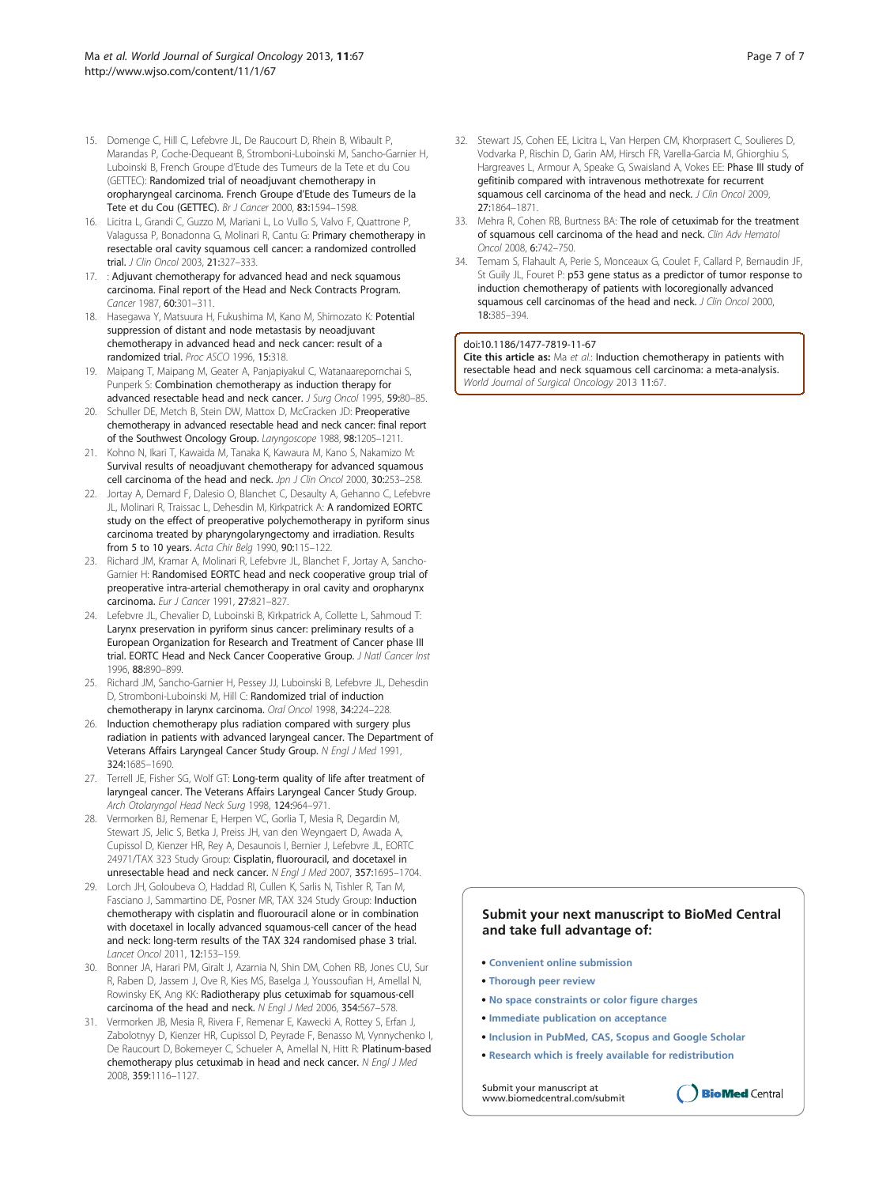15. Domenge C, Hill C, Lefebvre JL, De Raucourt D, Rhein B, Wibault P, Marandas P, Coche-Dequeant B, Stromboni-Luboinski M, Sancho-Garnier H, Luboinski B, French Groupe d'Etude des Tumeurs de la Tete et du Cou (GETTEC): **Randomized trial of neoadjuvant chemotherapy in oropharyngeal carcinoma. French Groupe d'Etude des Tumeurs de la Tete et du Cou (GETTEC).** *Br J Cancer* 2000, **83:**1594–1598.
16. Licitra L, Grandi C, Guzzo M, Mariani L, Lo Vullo S, Valvo F, Quattrone P, Valagussa P, Bonadonna G, Molinari R, Cantu G: **Primary chemotherapy in resectable oral cavity squamous cell cancer: a randomized controlled trial.** *J Clin Oncol* 2003, **21:**327–333.
17. : **Adjuvant chemotherapy for advanced head and neck squamous carcinoma. Final report of the Head and Neck Contracts Program.** *Cancer* 1987, **60:**301–311.
18. Hasegawa Y, Matsuura H, Fukushima M, Kano M, Shimozato K: **Potential suppression of distant and node metastasis by neoadjuvant chemotherapy in advanced head and neck cancer: result of a randomized trial.** *Proc ASCO* 1996, **15:**318.
19. Maipang T, Maipang M, Geater A, Panjapiyakul C, Watanaarepornchai S, Punperk S: **Combination chemotherapy as induction therapy for advanced resectable head and neck cancer.** *J Surg Oncol* 1995, **59:**80–85.
20. Schuller DE, Metch B, Stein DW, Mattox D, McCracken JD: **Preoperative chemotherapy in advanced resectable head and neck cancer: final report of the Southwest Oncology Group.** *Laryngoscope* 1988, **98:**1205–1211.
21. Kohno N, Ikari T, Kawaida M, Tanaka K, Kawaura M, Kano S, Nakamizo M: **Survival results of neoadjuvant chemotherapy for advanced squamous cell carcinoma of the head and neck.** *Jpn J Clin Oncol* 2000, **30:**253–258.
22. Jortay A, Demard F, Dalesio O, Blanchet C, Desaulty A, Gehanno C, Lefebvre JL, Molinari R, Traissac L, Dehesdin M, Kirkpatrick A: **A randomized EORTC study on the effect of preoperative polychemotherapy in pyriform sinus carcinoma treated by pharyngolaryngectomy and irradiation. Results from 5 to 10 years.** *Acta Chir Belg* 1990, **90:**115–122.
23. Richard JM, Kramar A, Molinari R, Lefebvre JL, Blanchet F, Jortay A, Sancho-Garnier H: **Randomised EORTC head and neck cooperative group trial of preoperative intra-arterial chemotherapy in oral cavity and oropharynx carcinoma.** *Eur J Cancer* 1991, **27:**821–827.
24. Lefebvre JL, Chevalier D, Luboinski B, Kirkpatrick A, Collette L, Sahmoud T: **Larynx preservation in pyriform sinus cancer: preliminary results of a European Organization for Research and Treatment of Cancer phase III trial. EORTC Head and Neck Cancer Cooperative Group.** *J Natl Cancer Inst* 1996, **88:**890–899.
25. Richard JM, Sancho-Garnier H, Pessey JJ, Luboinski B, Lefebvre JL, Dehesdin D, Stromboni-Luboinski M, Hill C: **Randomized trial of induction chemotherapy in larynx carcinoma.** *Oral Oncol* 1998, **34:**224–228.
26. **Induction chemotherapy plus radiation compared with surgery plus radiation in patients with advanced laryngeal cancer. The Department of Veterans Affairs Laryngeal Cancer Study Group.** *N Engl J Med* 1991, **324:**1685–1690.
27. Terrell JE, Fisher SG, Wolf GT: **Long-term quality of life after treatment of laryngeal cancer. The Veterans Affairs Laryngeal Cancer Study Group.** *Arch Otolaryngol Head Neck Surg* 1998, **124:**964–971.
28. Vermorken BJ, Remenar E, Herpen VC, Gorlia T, Mesia R, Degardin M, Stewart JS, Jelic S, Betka J, Preiss JH, van den Weyngaert D, Awada A, Cupissol D, Kienzer HR, Rey A, Desaunois I, Bernier J, Lefebvre JL, EORTC 24971/TAX 323 Study Group: **Cisplatin, fluorouracil, and docetaxel in unresectable head and neck cancer.** *N Engl J Med* 2007, **357:**1695–1704.
29. Lorch JH, Goloubeva O, Haddad RI, Cullen K, Sarlis N, Tishler R, Tan M, Fasciano J, Sammartino DE, Posner MR, TAX 324 Study Group: **Induction chemotherapy with cisplatin and fluorouracil alone or in combination with docetaxel in locally advanced squamous-cell cancer of the head and neck: long-term results of the TAX 324 randomised phase 3 trial.** *Lancet Oncol* 2011, **12:**153–159.
30. Bonner JA, Harari PM, Giralt J, Azarnia N, Shin DM, Cohen RB, Jones CU, Sur R, Raben D, Jassem J, Ove R, Kies MS, Baselga J, Youssoufian H, Amellal N, Rowinsky EK, Ang KK: **Radiotherapy plus cetuximab for squamous-cell carcinoma of the head and neck.** *N Engl J Med* 2006, **354:**567–578.
31. Vermorken JB, Mesia R, Rivera F, Remenar E, Kawecki A, Rottey S, Erfan J, Zabolotnyy D, Kienzer HR, Cupissol D, Peyrade F, Benasso M, Vynnychenko I, De Raucourt D, Bokemeyer C, Schueler A, Amellal N, Hitt R: **Platinum-based chemotherapy plus cetuximab in head and neck cancer.** *N Engl J Med* 2008, **359:**1116–1127.
32. Stewart JS, Cohen EE, Licitra L, Van Herpen CM, Khorprasert C, Soulieres D, Vodvarka P, Rischin D, Garin AM, Hirsch FR, Varella-Garcia M, Ghiorghiu S, Hargreaves L, Armour A, Speake G, Swaisland A, Vokes EE: **Phase III study of gefitinib compared with intravenous methotrexate for recurrent squamous cell carcinoma of the head and neck.** *J Clin Oncol* 2009, **27:**1864–1871.
33. Mehra R, Cohen RB, Burtness BA: **The role of cetuximab for the treatment of squamous cell carcinoma of the head and neck.** *Clin Adv Hematol Oncol* 2008, **6:**742–750.
34. Temam S, Flahault A, Perie S, Monceaux G, Coulet F, Callard P, Bernaudin JF, St Guily JL, Fouret P: **p53 gene status as a predictor of tumor response to induction chemotherapy of patients with locoregionally advanced squamous cell carcinomas of the head and neck.** *J Clin Oncol* 2000, **18:**385–394.

doi:10.1186/1477-7819-11-67

**Cite this article as:** Ma *et al.*: Induction chemotherapy in patients with resectable head and neck squamous cell carcinoma: a meta-analysis. *World Journal of Surgical Oncology* 2013 **11**:67.

**Submit your next manuscript to BioMed Central and take full advantage of:**

- **Convenient online submission**
- **Thorough peer review**
- **No space constraints or color figure charges**
- **Immediate publication on acceptance**
- **Inclusion in PubMed, CAS, Scopus and Google Scholar**
- **Research which is freely available for redistribution**

Submit your manuscript at
www.biomedcentral.com/submit

BioMed Central